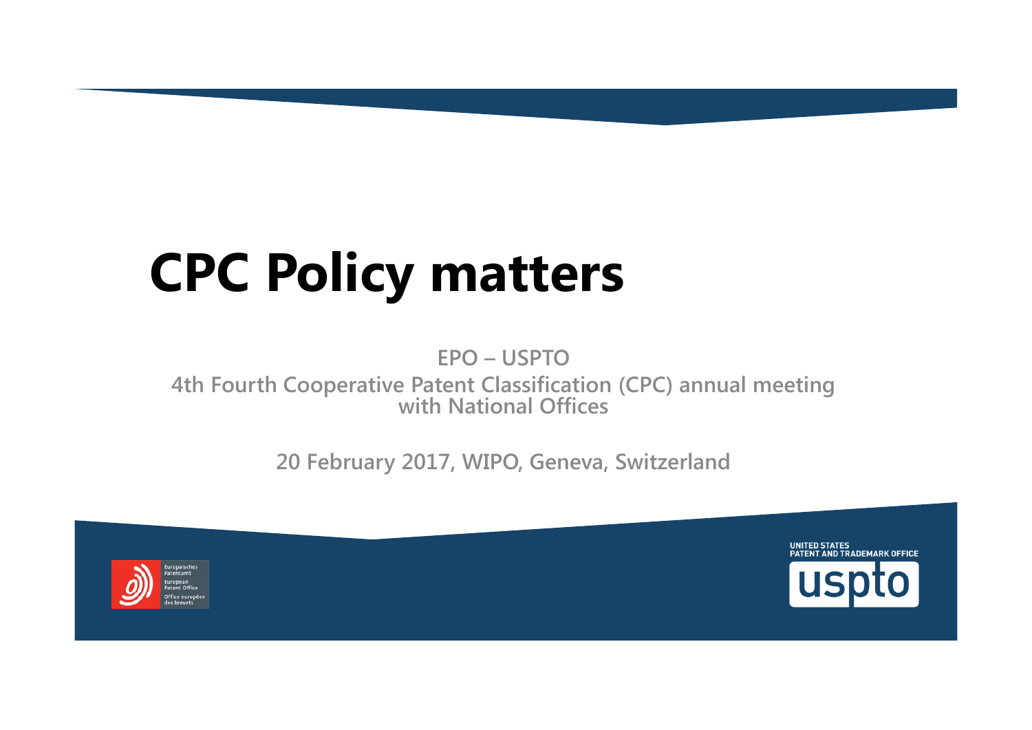# CPC Policy matters

**EPO – USPTO**

**4th Fourth Cooperative Patent Classification (CPC) annual meeting with National Offices**

**20 February 2017, WIPO, Geneva, Switzerland**

Europäisches Patentamt
European Patent Office
Office européen des brevets

UNITED STATES PATENT AND TRADEMARK OFFICE
uspto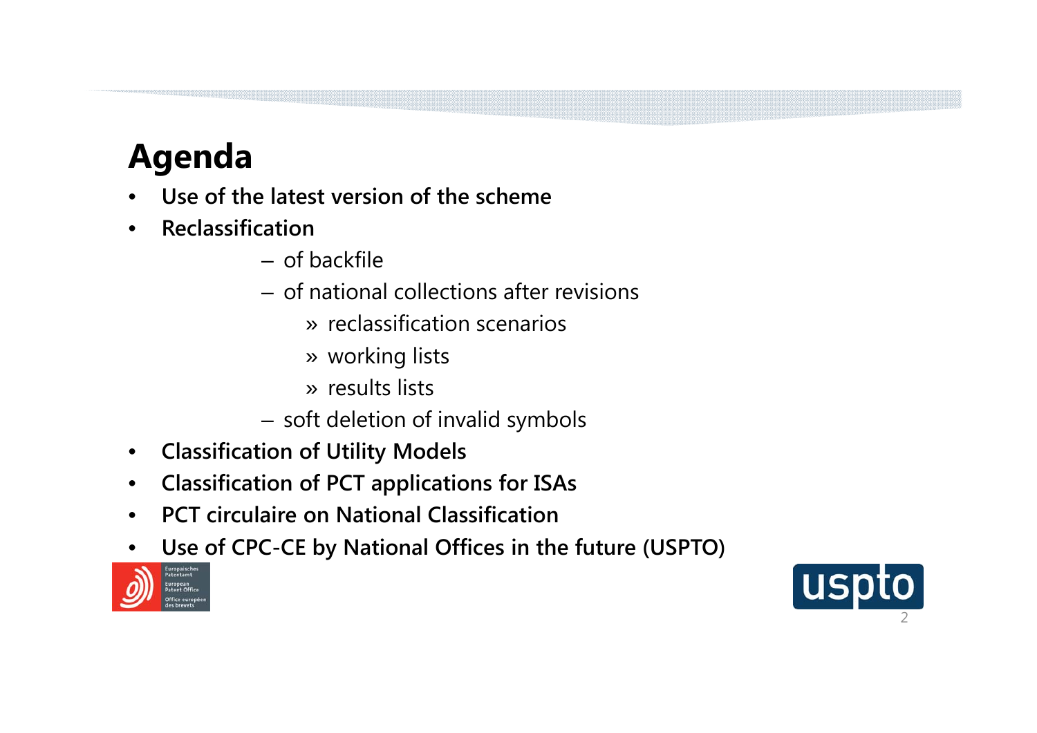# Agenda

- **Use of the latest version of the scheme**
- **Reclassification**
  - of backfile
  - of national collections after revisions
    - reclassification scenarios
    - working lists
    - results lists
  - soft deletion of invalid symbols
- **Classification of Utility Models**
- **Classification of PCT applications for ISAs**
- **PCT circulaire on National Classification**
- **Use of CPC-CE by National Offices in the future (USPTO)**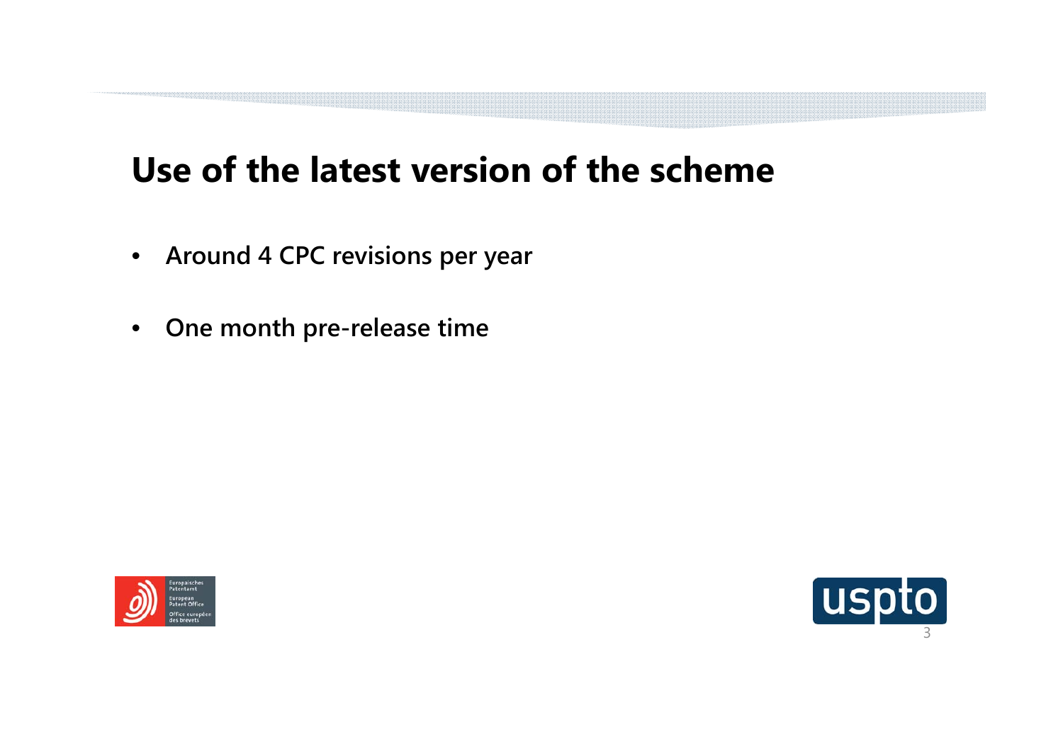# Use of the latest version of the scheme

- **Around 4 CPC revisions per year**
- **One month pre-release time**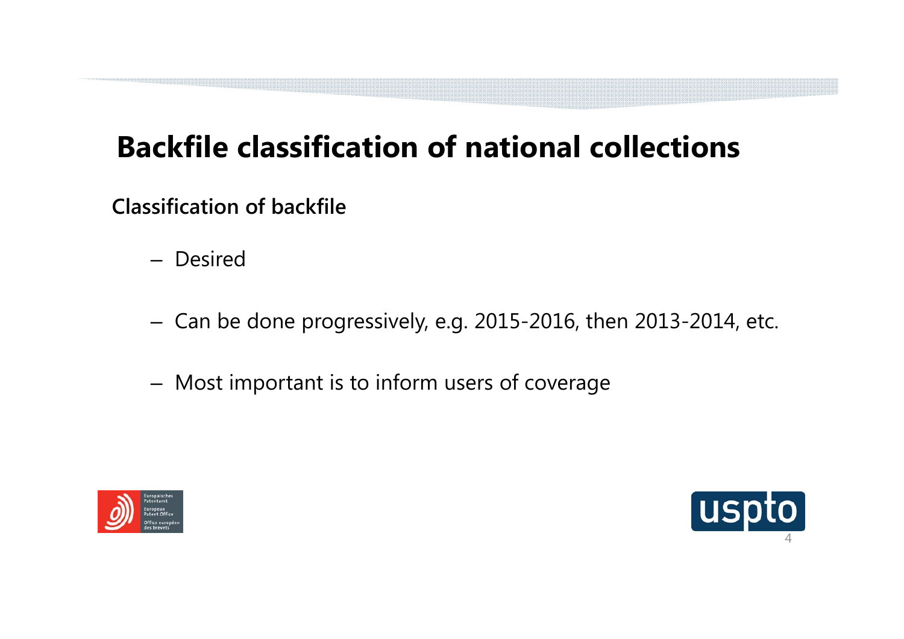# Backfile classification of national collections

**Classification of backfile**

- Desired
- Can be done progressively, e.g. 2015-2016, then 2013-2014, etc.
- Most important is to inform users of coverage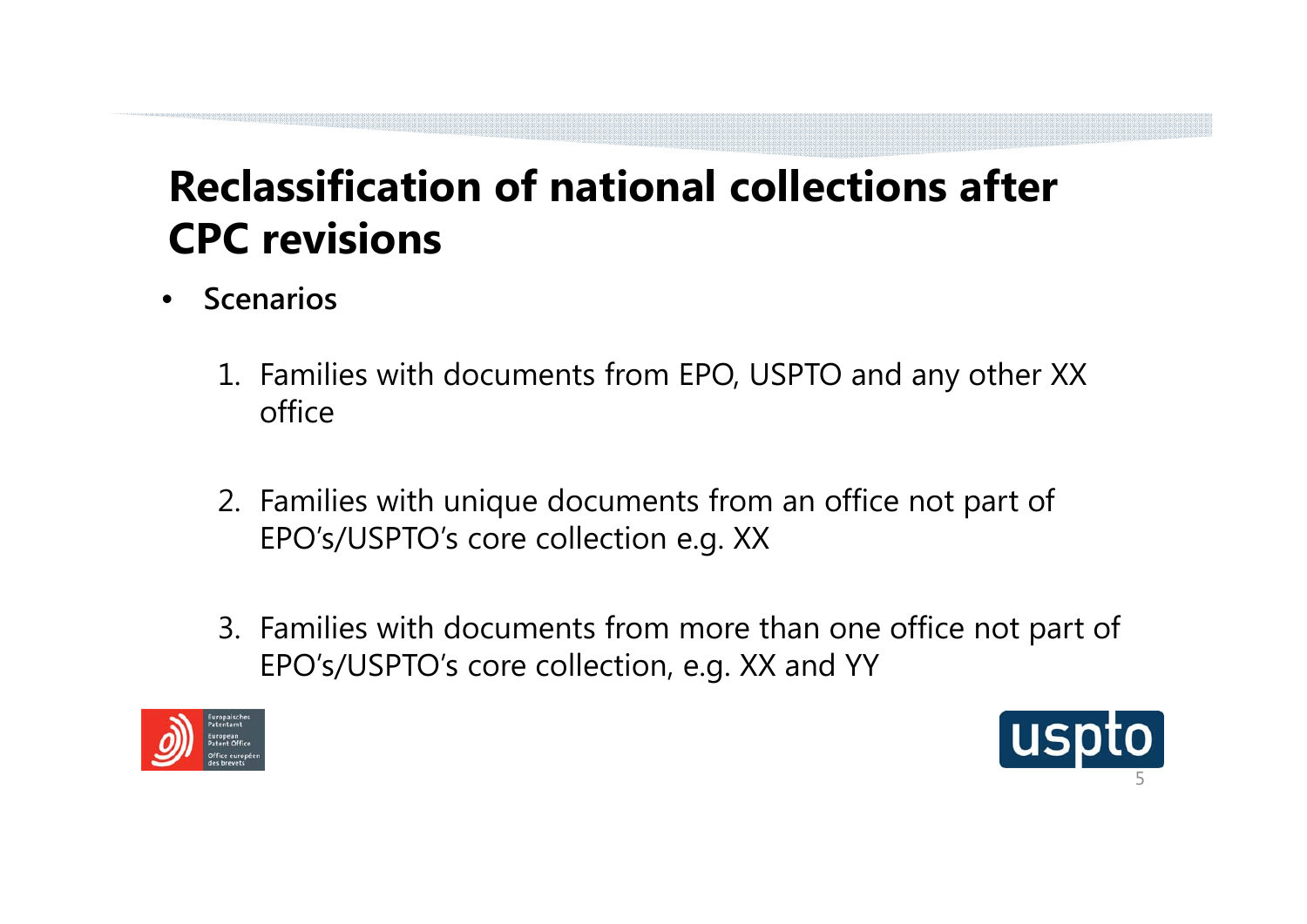# Reclassification of national collections after CPC revisions

- **Scenarios**

  1. Families with documents from EPO, USPTO and any other XX office

  2. Families with unique documents from an office not part of EPO's/USPTO's core collection e.g. XX

  3. Families with documents from more than one office not part of EPO's/USPTO's core collection, e.g. XX and YY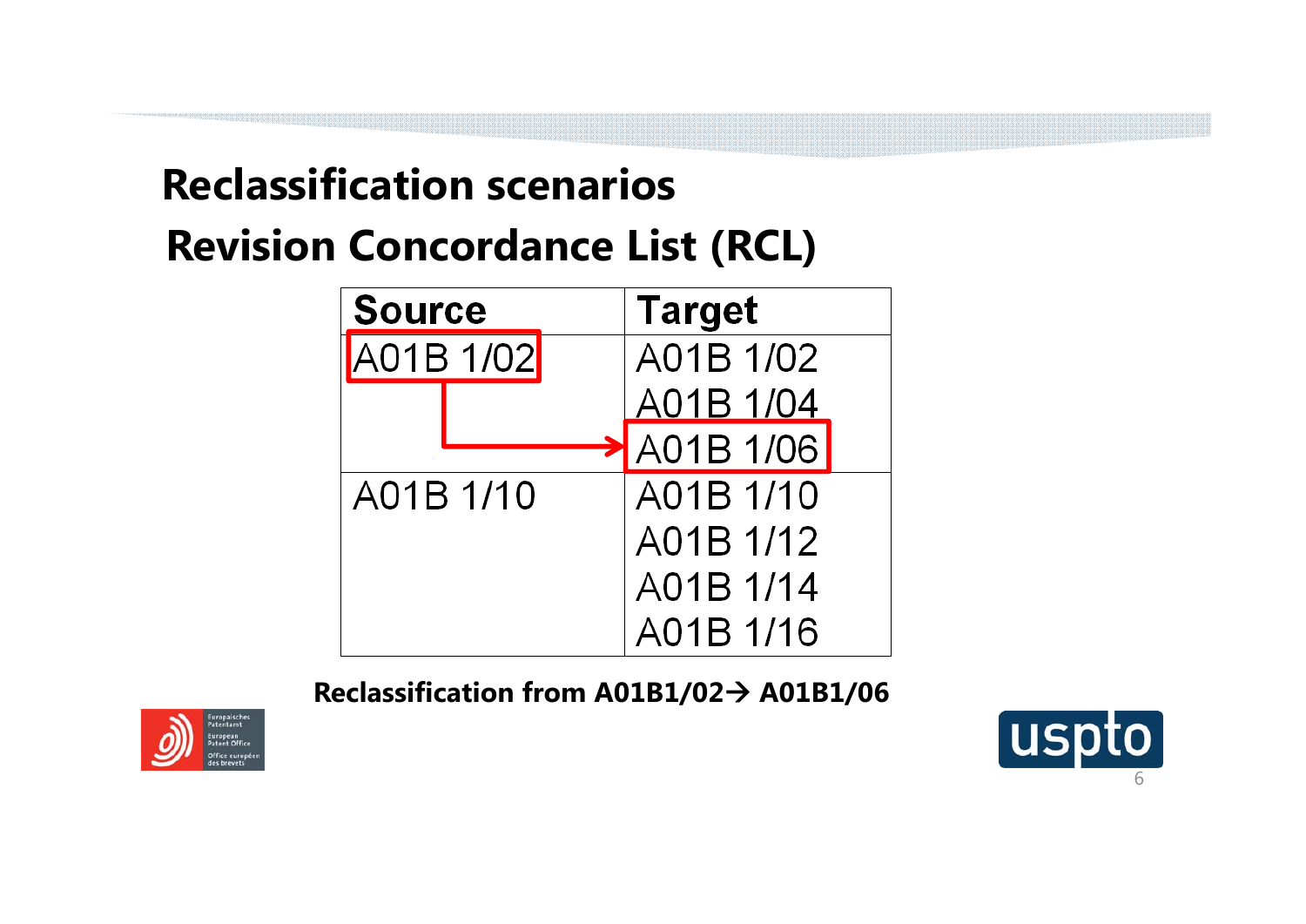# Reclassification scenarios

## Revision Concordance List (RCL)

| Source | Target |
|---|---|
| A01B 1/02 | A01B 1/02<br>A01B 1/04<br>A01B 1/06 |
| A01B 1/10 | A01B 1/10<br>A01B 1/12<br>A01B 1/14<br>A01B 1/16 |

**Reclassification from A01B1/02→ A01B1/06**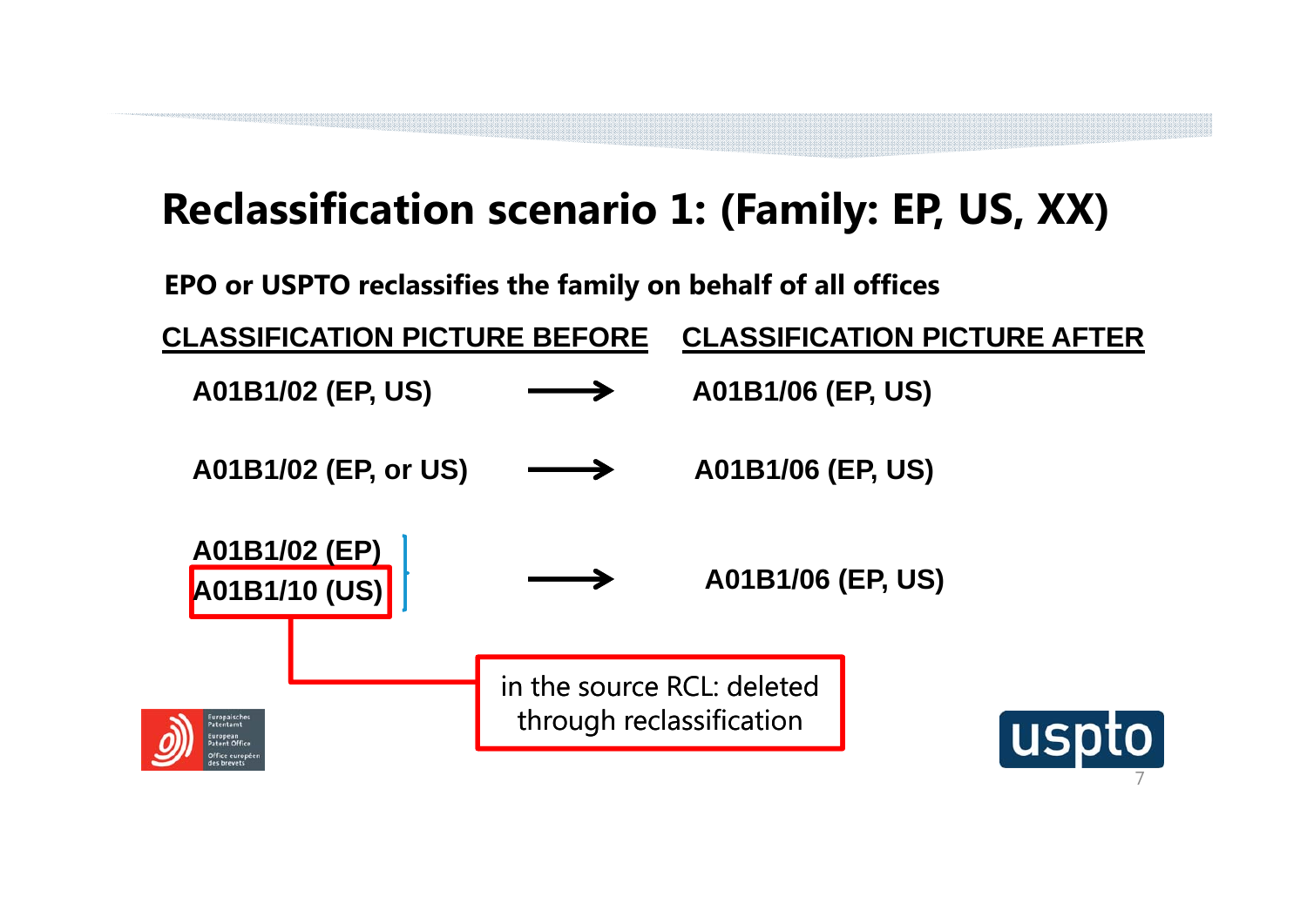# Reclassification scenario 1: (Family: EP, US, XX)

**EPO or USPTO reclassifies the family on behalf of all offices**

| CLASSIFICATION PICTURE BEFORE | | CLASSIFICATION PICTURE AFTER |
|---|---|---|
| A01B1/02 (EP, US) | → | A01B1/06 (EP, US) |
| A01B1/02 (EP, or US) | → | A01B1/06 (EP, US) |
| A01B1/02 (EP)<br>A01B1/10 (US) | → | A01B1/06 (EP, US) |

A01B1/10 (US): in the source RCL: deleted through reclassification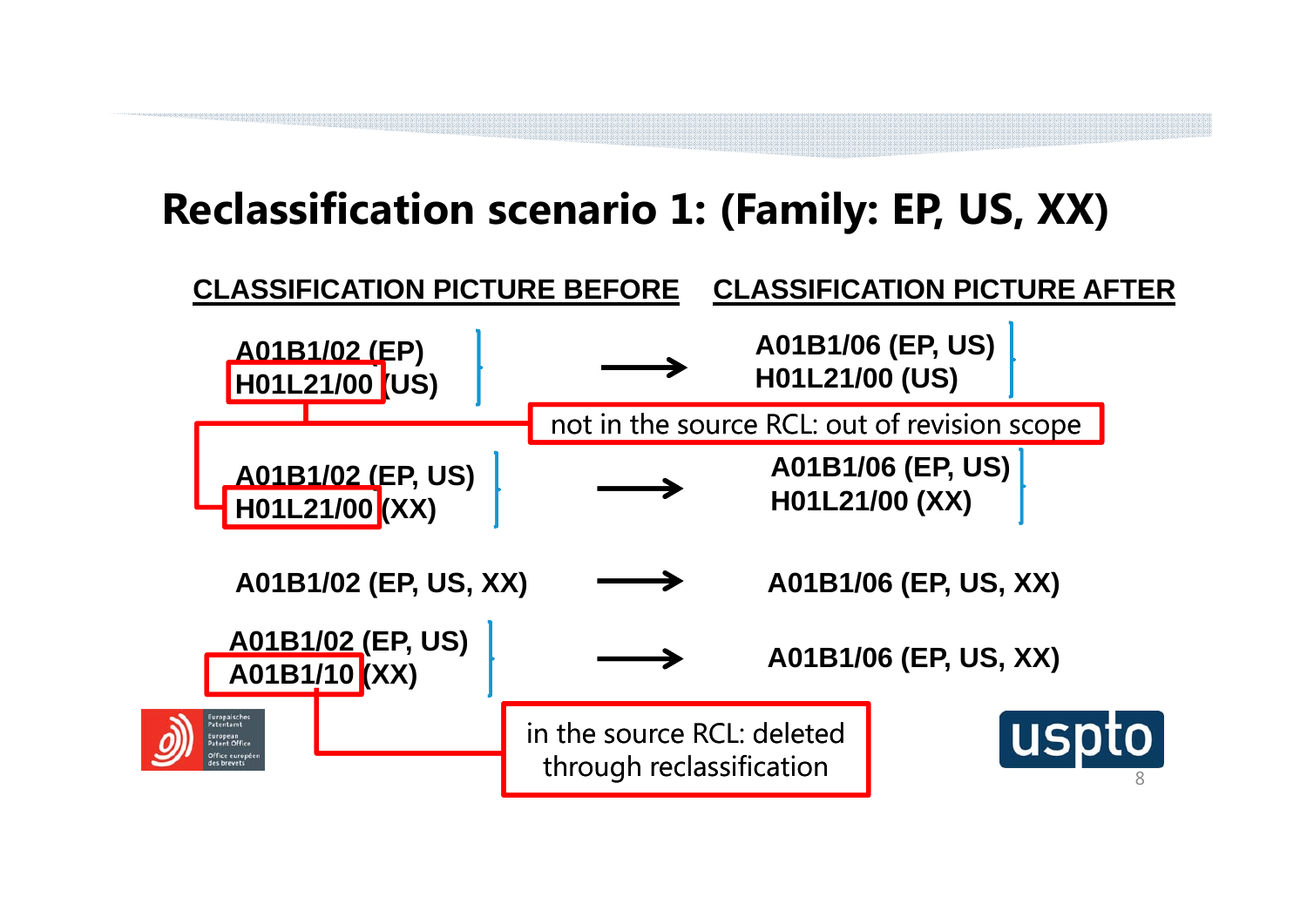# Reclassification scenario 1: (Family: EP, US, XX)

| CLASSIFICATION PICTURE BEFORE | | CLASSIFICATION PICTURE AFTER |
|---|---|---|
| A01B1/02 (EP)<br>H01L21/00 (US) | → | A01B1/06 (EP, US)<br>H01L21/00 (US) |
| A01B1/02 (EP, US)<br>H01L21/00 (XX) | → | A01B1/06 (EP, US)<br>H01L21/00 (XX) |
| A01B1/02 (EP, US, XX) | → | A01B1/06 (EP, US, XX) |
| A01B1/02 (EP, US)<br>A01B1/10 (XX) | → | A01B1/06 (EP, US, XX) |

H01L21/00: not in the source RCL: out of revision scope

A01B1/10: in the source RCL: deleted through reclassification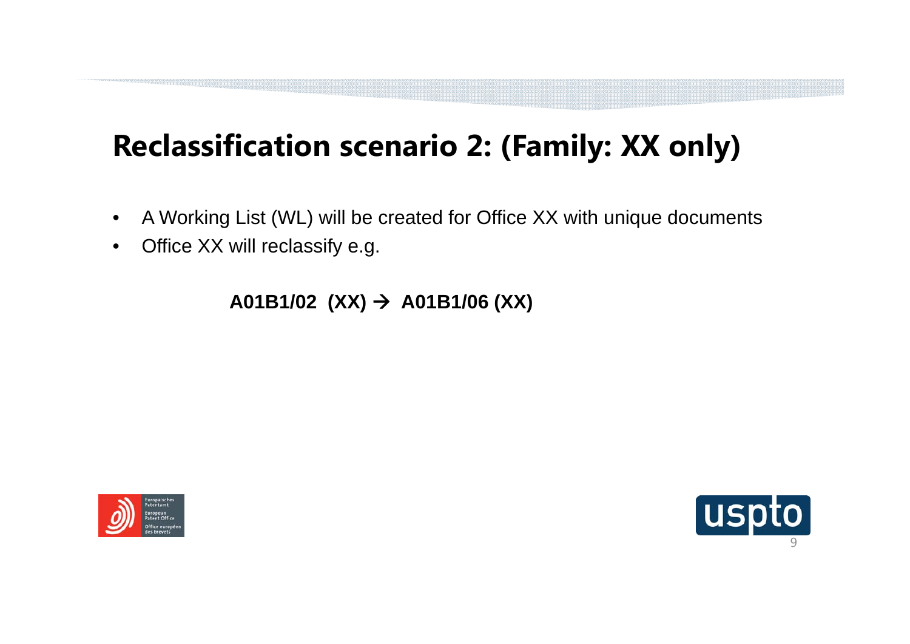# Reclassification scenario 2: (Family: XX only)

- A Working List (WL) will be created for Office XX with unique documents
- Office XX will reclassify e.g.

**A01B1/02 (XX) → A01B1/06 (XX)**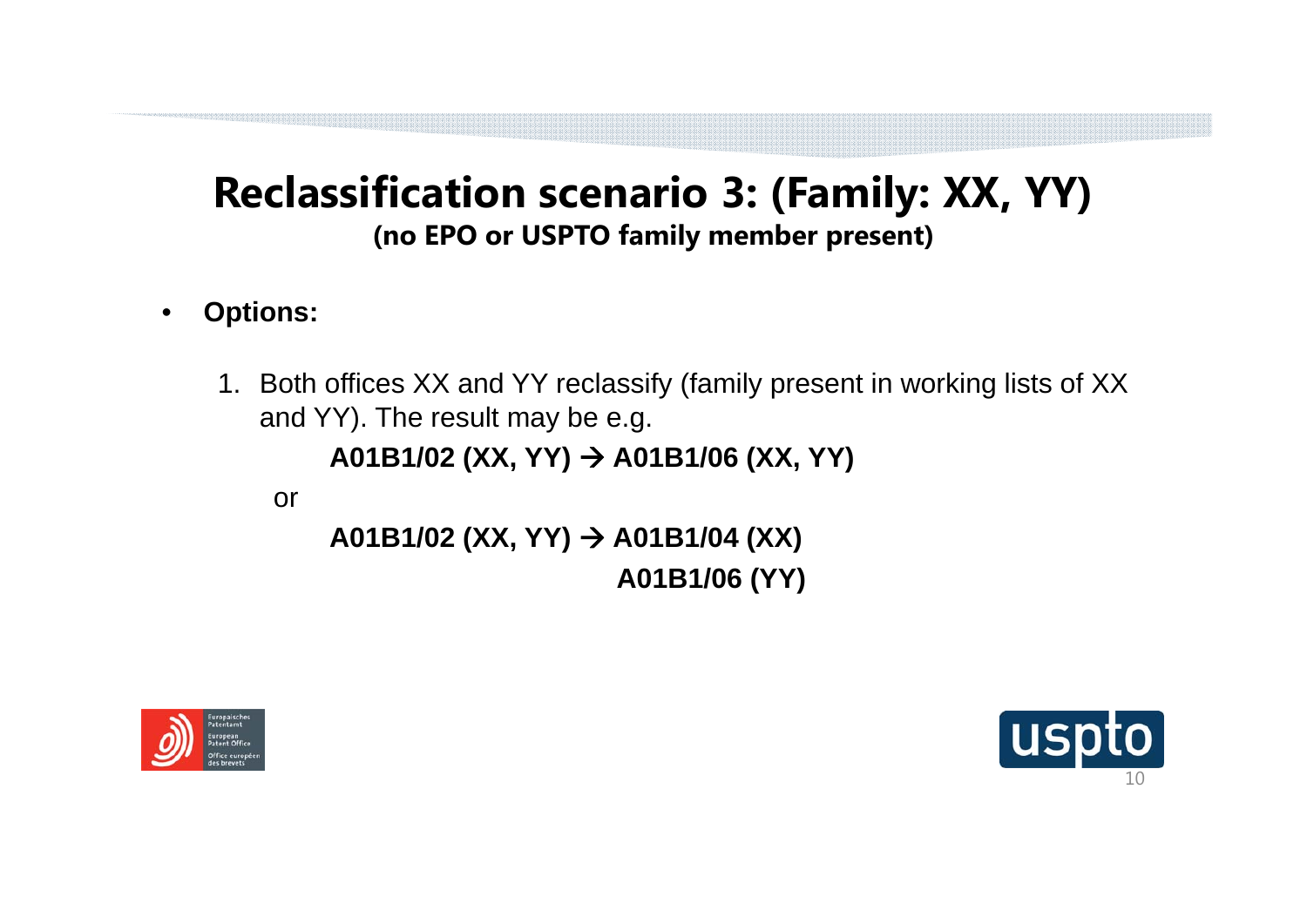# Reclassification scenario 3: (Family: XX, YY)

**(no EPO or USPTO family member present)**

- **Options:**

1. Both offices XX and YY reclassify (family present in working lists of XX and YY). The result may be e.g.

   **A01B1/02 (XX, YY) → A01B1/06 (XX, YY)**

   or

   **A01B1/02 (XX, YY) → A01B1/04 (XX)**
   **A01B1/06 (YY)**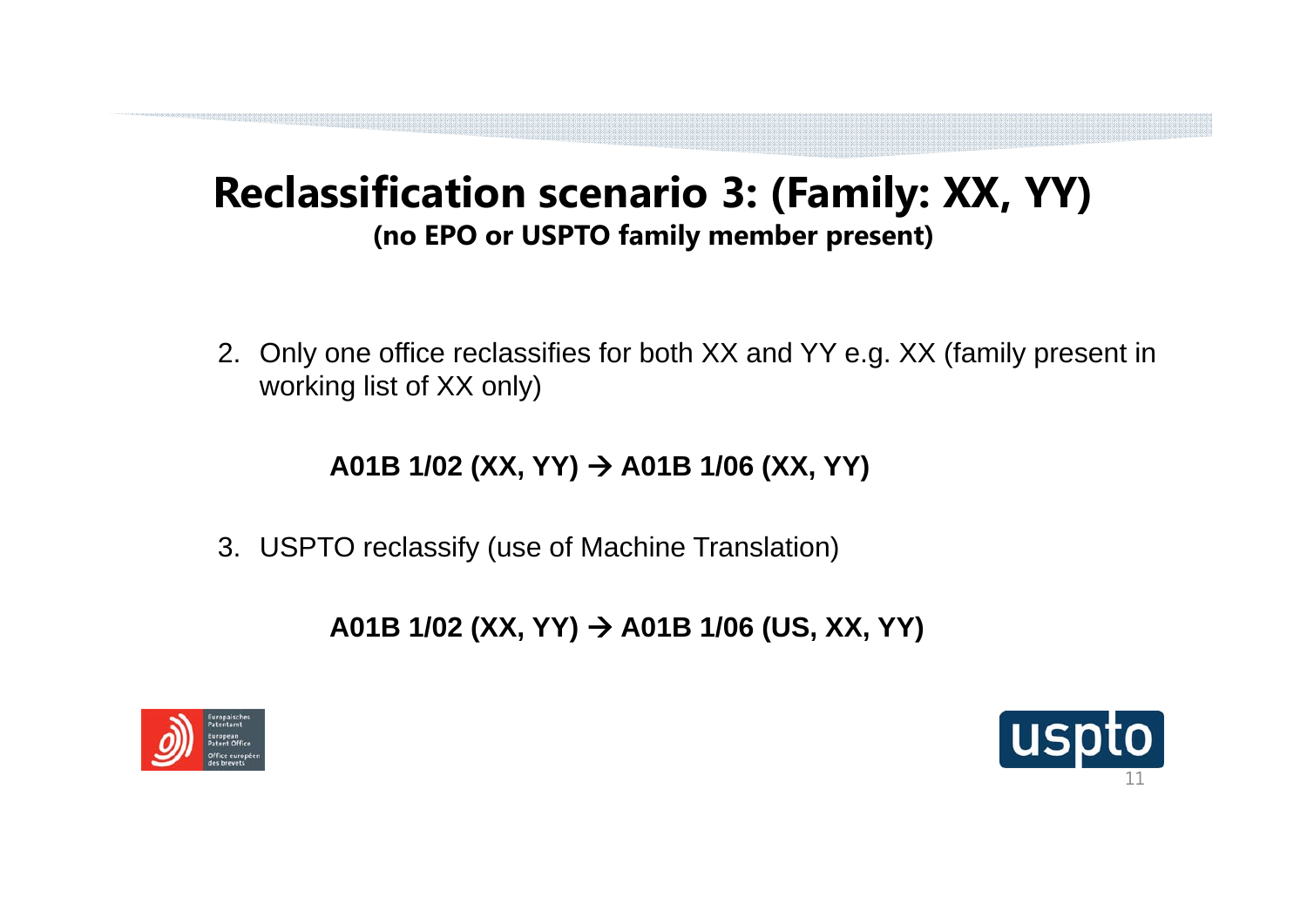# Reclassification scenario 3: (Family: XX, YY)

**(no EPO or USPTO family member present)**

2. Only one office reclassifies for both XX and YY e.g. XX (family present in working list of XX only)

   **A01B 1/02 (XX, YY) → A01B 1/06 (XX, YY)**

3. USPTO reclassify (use of Machine Translation)

   **A01B 1/02 (XX, YY) → A01B 1/06 (US, XX, YY)**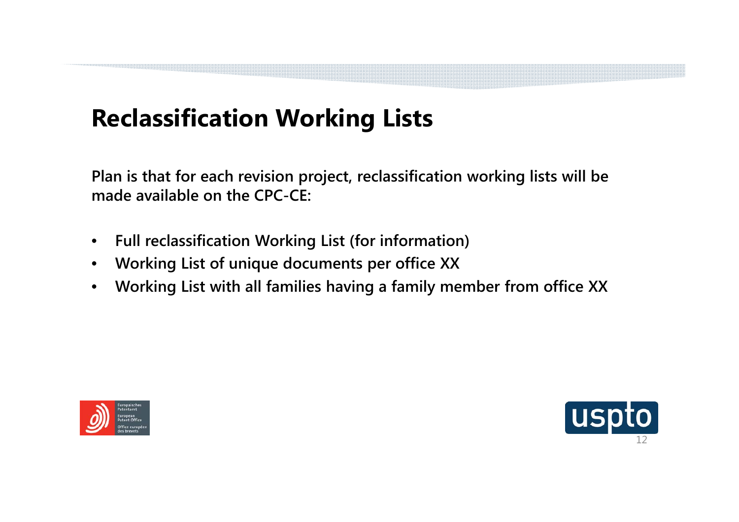# Reclassification Working Lists

**Plan is that for each revision project, reclassification working lists will be made available on the CPC-CE:**

- **Full reclassification Working List (for information)**
- **Working List of unique documents per office XX**
- **Working List with all families having a family member from office XX**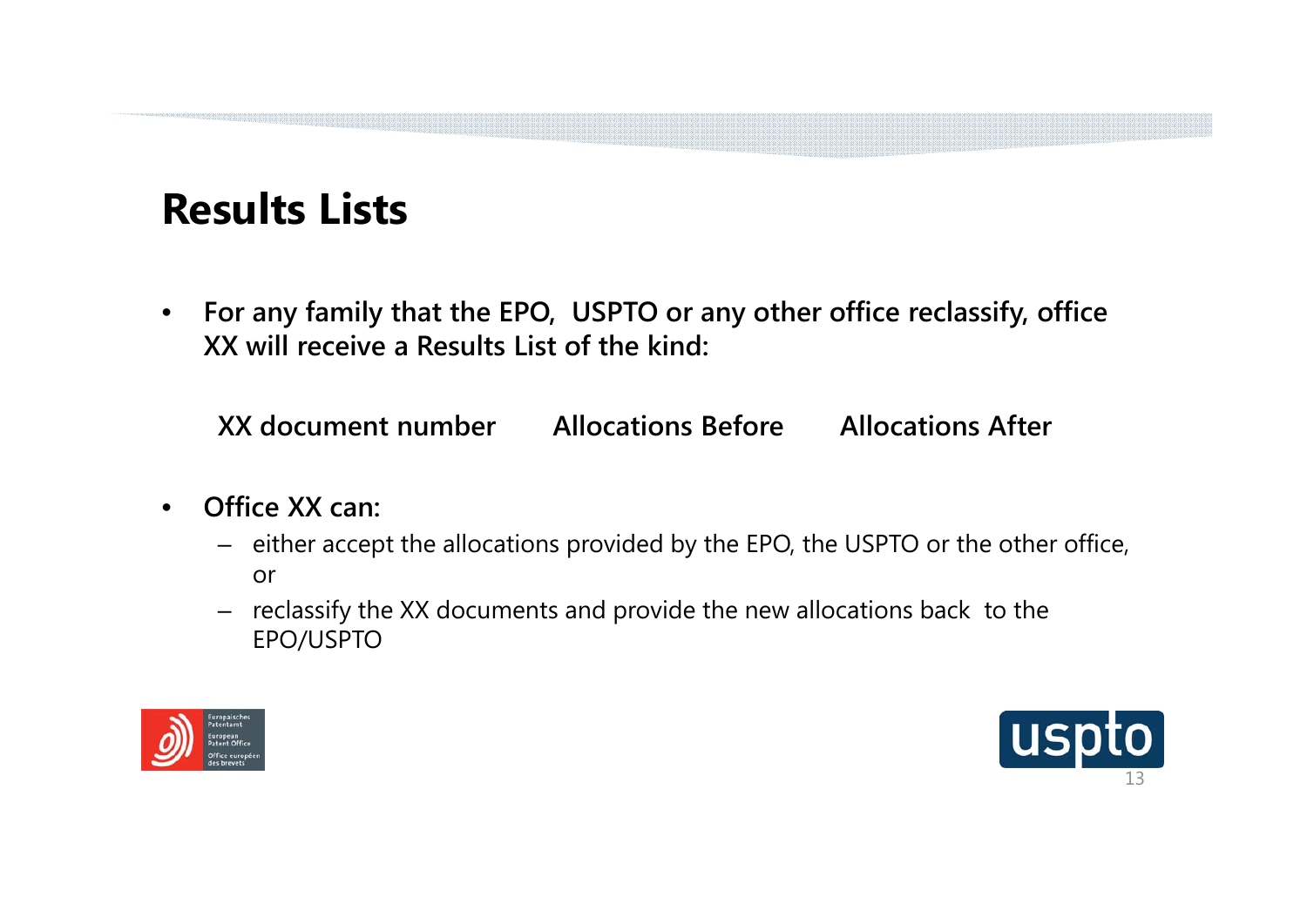# Results Lists

- **For any family that the EPO, USPTO or any other office reclassify, office XX will receive a Results List of the kind:**

| XX document number | Allocations Before | Allocations After |
|---|---|---|

- **Office XX can:**
  - either accept the allocations provided by the EPO, the USPTO or the other office, or
  - reclassify the XX documents and provide the new allocations back to the EPO/USPTO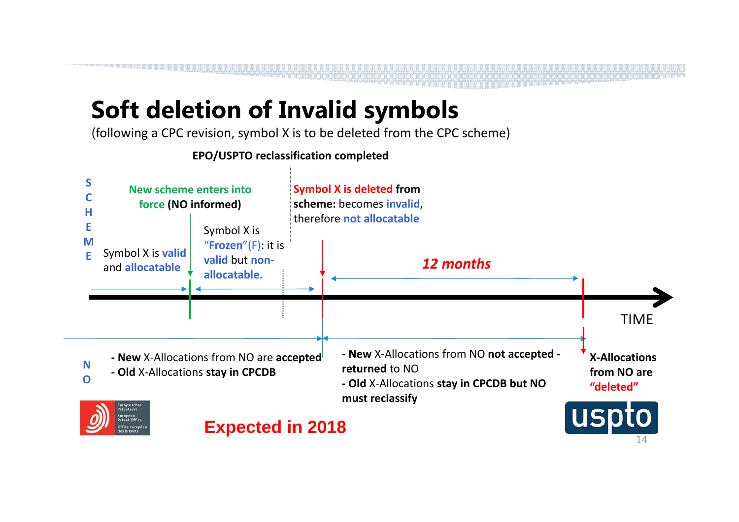# Soft deletion of Invalid symbols

(following a CPC revision, symbol X is to be deleted from the CPC scheme)

**EPO/USPTO reclassification completed**

**SCHEME**

- Symbol X is **valid** and **allocatable**
- **New scheme enters into force (NO informed)**
- Symbol X is **"Frozen"(F)**: it is **valid** but **non-allocatable.**
- **Symbol X is deleted from scheme:** becomes **invalid**, therefore **not allocatable**
- ***12 months***

TIME

**NO**

- **New** X-Allocations from NO are **accepted**
- **Old** X-Allocations **stay in CPCDB**

- **New** X-Allocations from NO **not accepted** - **returned** to NO
- **Old** X-Allocations **stay in CPCDB but NO must reclassify**

**X-Allocations from NO are "deleted"**

**Expected in 2018**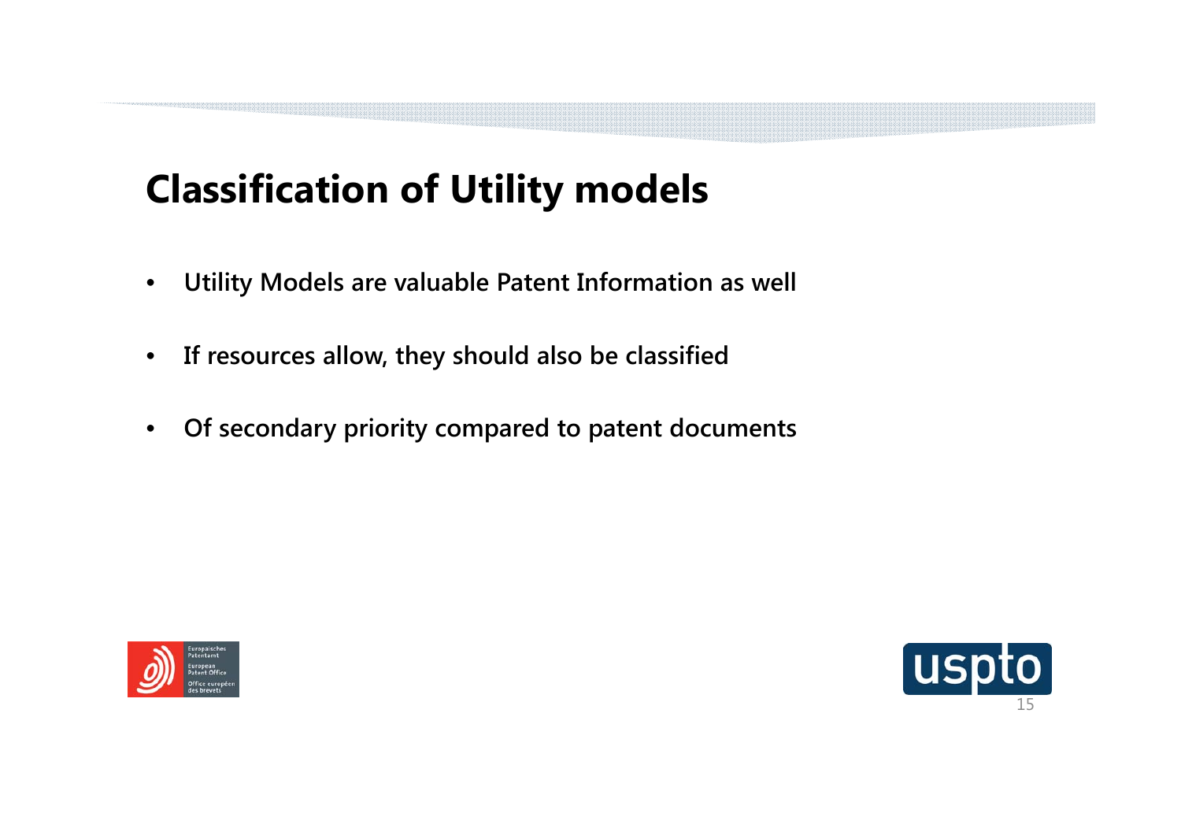# Classification of Utility models

- Utility Models are valuable Patent Information as well
- If resources allow, they should also be classified
- Of secondary priority compared to patent documents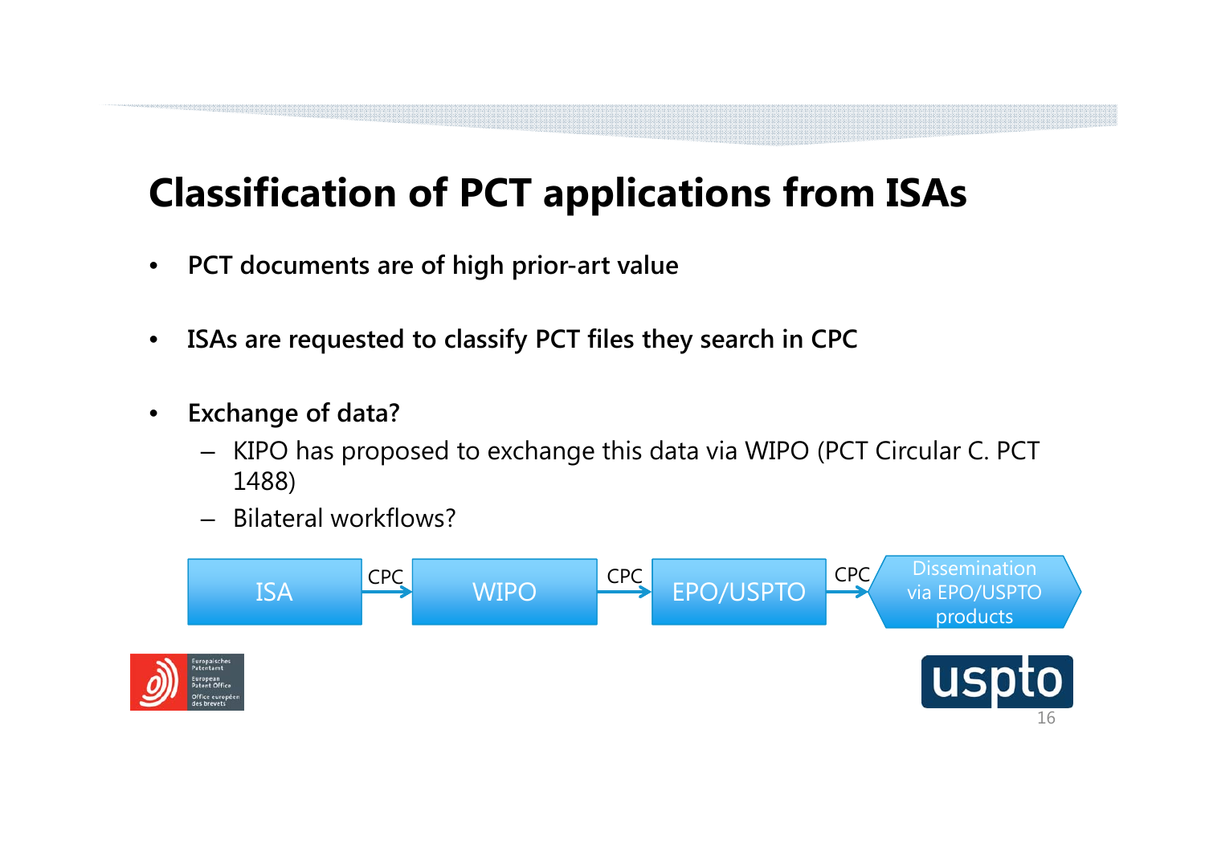# Classification of PCT applications from ISAs

- **PCT documents are of high prior-art value**
- **ISAs are requested to classify PCT files they search in CPC**
- **Exchange of data?**
  - KIPO has proposed to exchange this data via WIPO (PCT Circular C. PCT 1488)
  - Bilateral workflows?

ISA → (CPC) → WIPO → (CPC) → EPO/USPTO → (CPC) → Dissemination via EPO/USPTO products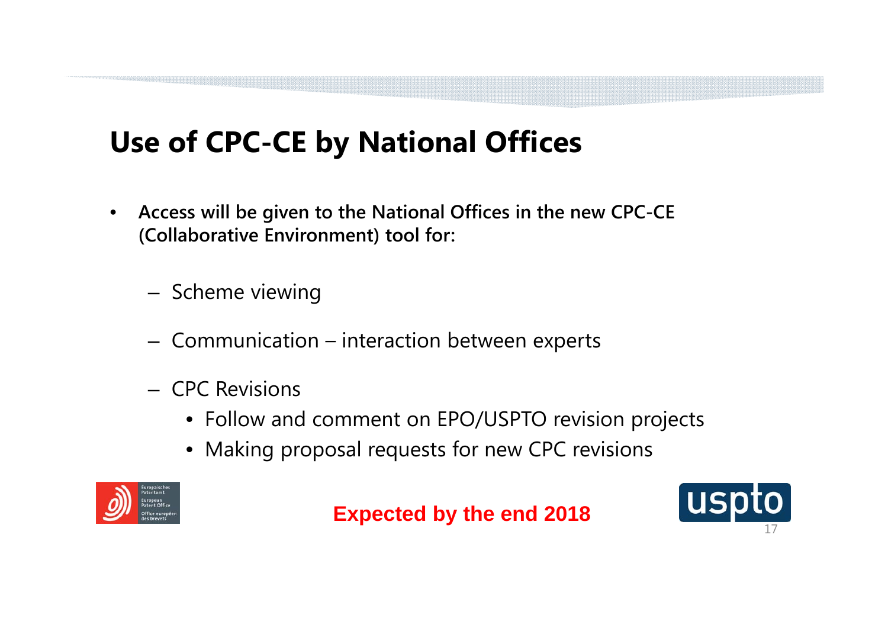# Use of CPC-CE by National Offices

- **Access will be given to the National Offices in the new CPC-CE (Collaborative Environment) tool for:**
  - Scheme viewing
  - Communication – interaction between experts
  - CPC Revisions
    - Follow and comment on EPO/USPTO revision projects
    - Making proposal requests for new CPC revisions

**Expected by the end 2018**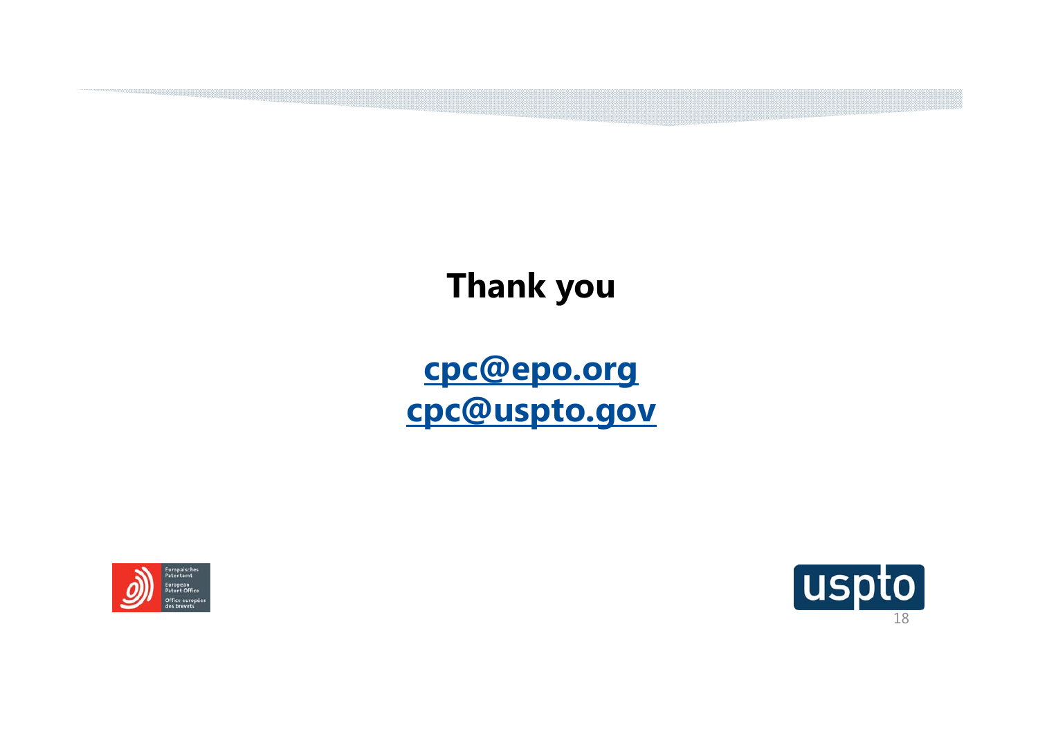**Thank you**

**cpc@epo.org**
**cpc@uspto.gov**